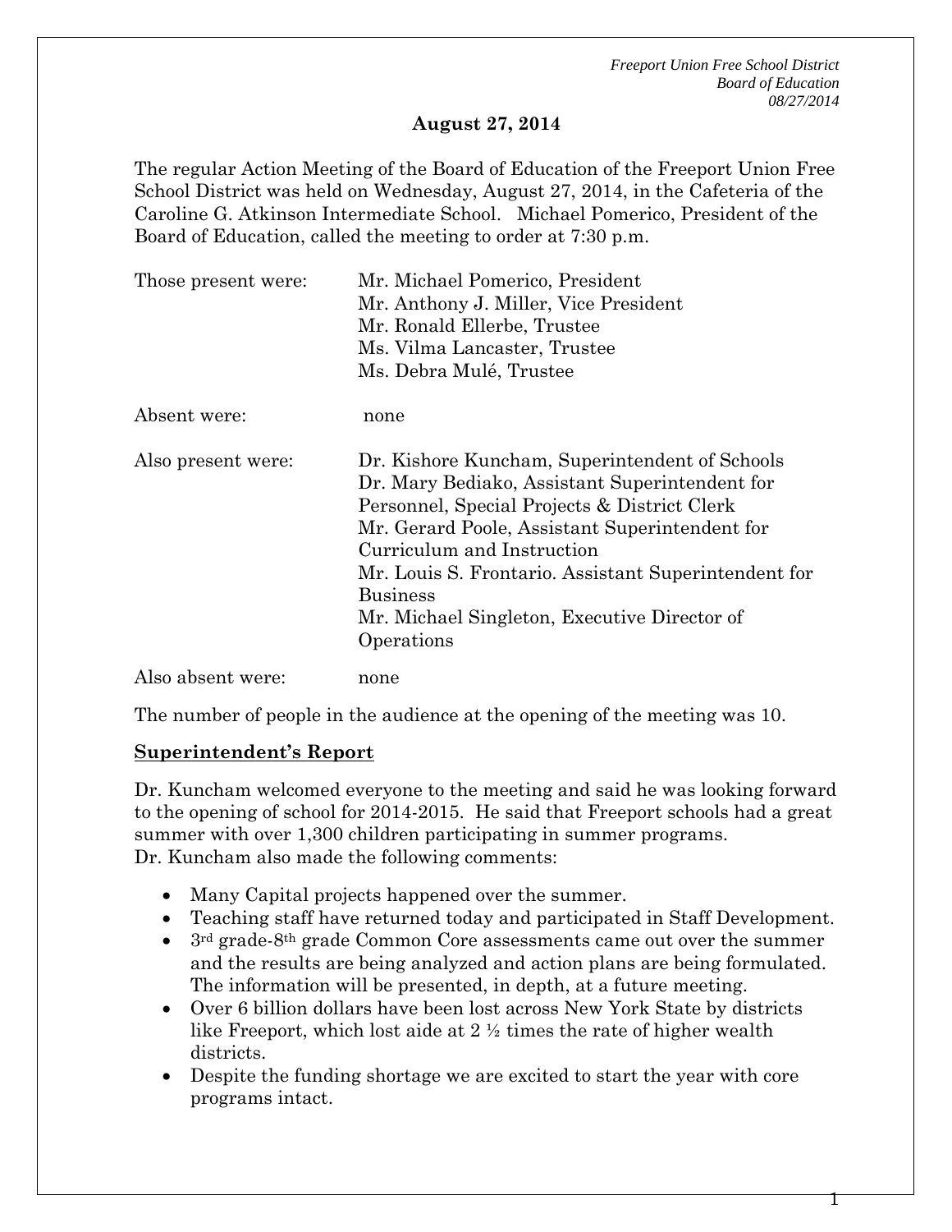**August 27, 2014**

The regular Action Meeting of the Board of Education of the Freeport Union Free School District was held on Wednesday, August 27, 2014, in the Cafeteria of the Caroline G. Atkinson Intermediate School. Michael Pomerico, President of the Board of Education, called the meeting to order at 7:30 p.m.

| | |
|---|---|
| Those present were: | Mr. Michael Pomerico, President<br>Mr. Anthony J. Miller, Vice President<br>Mr. Ronald Ellerbe, Trustee<br>Ms. Vilma Lancaster, Trustee<br>Ms. Debra Mulé, Trustee |
| Absent were: | none |
| Also present were: | Dr. Kishore Kuncham, Superintendent of Schools<br>Dr. Mary Bediako, Assistant Superintendent for Personnel, Special Projects & District Clerk<br>Mr. Gerard Poole, Assistant Superintendent for Curriculum and Instruction<br>Mr. Louis S. Frontario. Assistant Superintendent for Business<br>Mr. Michael Singleton, Executive Director of Operations |
| Also absent were: | none |

The number of people in the audience at the opening of the meeting was 10.

## Superintendent's Report

Dr. Kuncham welcomed everyone to the meeting and said he was looking forward to the opening of school for 2014-2015. He said that Freeport schools had a great summer with over 1,300 children participating in summer programs.
Dr. Kuncham also made the following comments:

- Many Capital projects happened over the summer.
- Teaching staff have returned today and participated in Staff Development.
- 3rd grade-8th grade Common Core assessments came out over the summer and the results are being analyzed and action plans are being formulated. The information will be presented, in depth, at a future meeting.
- Over 6 billion dollars have been lost across New York State by districts like Freeport, which lost aide at 2 ½ times the rate of higher wealth districts.
- Despite the funding shortage we are excited to start the year with core programs intact.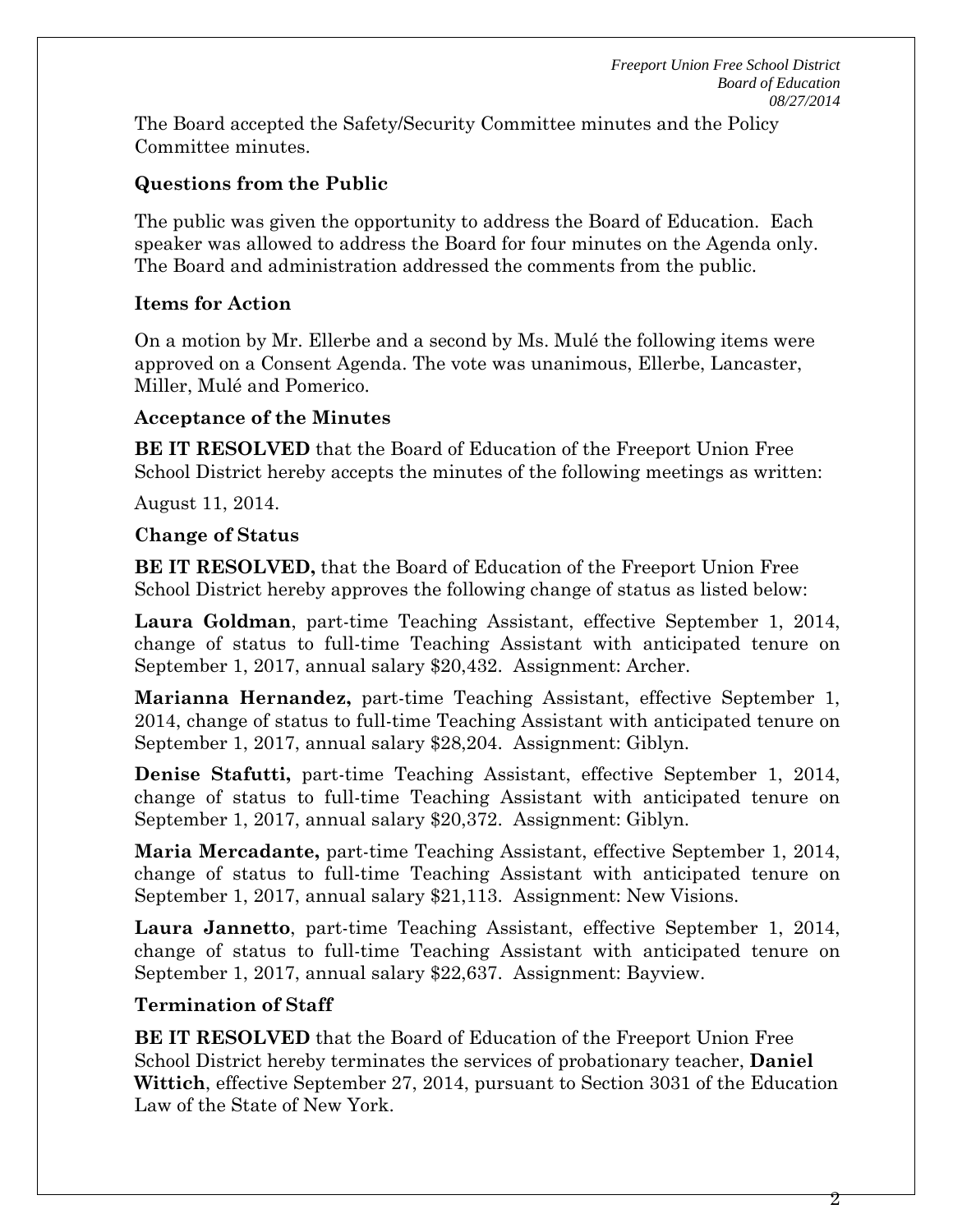The Board accepted the Safety/Security Committee minutes and the Policy Committee minutes.

### Questions from the Public

The public was given the opportunity to address the Board of Education. Each speaker was allowed to address the Board for four minutes on the Agenda only. The Board and administration addressed the comments from the public.

### Items for Action

On a motion by Mr. Ellerbe and a second by Ms. Mulé the following items were approved on a Consent Agenda. The vote was unanimous, Ellerbe, Lancaster, Miller, Mulé and Pomerico.

### Acceptance of the Minutes

**BE IT RESOLVED** that the Board of Education of the Freeport Union Free School District hereby accepts the minutes of the following meetings as written:

August 11, 2014.

### Change of Status

**BE IT RESOLVED,** that the Board of Education of the Freeport Union Free School District hereby approves the following change of status as listed below:

**Laura Goldman**, part-time Teaching Assistant, effective September 1, 2014, change of status to full-time Teaching Assistant with anticipated tenure on September 1, 2017, annual salary $20,432. Assignment: Archer.

**Marianna Hernandez,** part-time Teaching Assistant, effective September 1, 2014, change of status to full-time Teaching Assistant with anticipated tenure on September 1, 2017, annual salary $28,204. Assignment: Giblyn.

**Denise Stafutti,** part-time Teaching Assistant, effective September 1, 2014, change of status to full-time Teaching Assistant with anticipated tenure on September 1, 2017, annual salary $20,372. Assignment: Giblyn.

**Maria Mercadante,** part-time Teaching Assistant, effective September 1, 2014, change of status to full-time Teaching Assistant with anticipated tenure on September 1, 2017, annual salary $21,113. Assignment: New Visions.

**Laura Jannetto**, part-time Teaching Assistant, effective September 1, 2014, change of status to full-time Teaching Assistant with anticipated tenure on September 1, 2017, annual salary $22,637. Assignment: Bayview.

### Termination of Staff

**BE IT RESOLVED** that the Board of Education of the Freeport Union Free School District hereby terminates the services of probationary teacher, **Daniel Wittich**, effective September 27, 2014, pursuant to Section 3031 of the Education Law of the State of New York.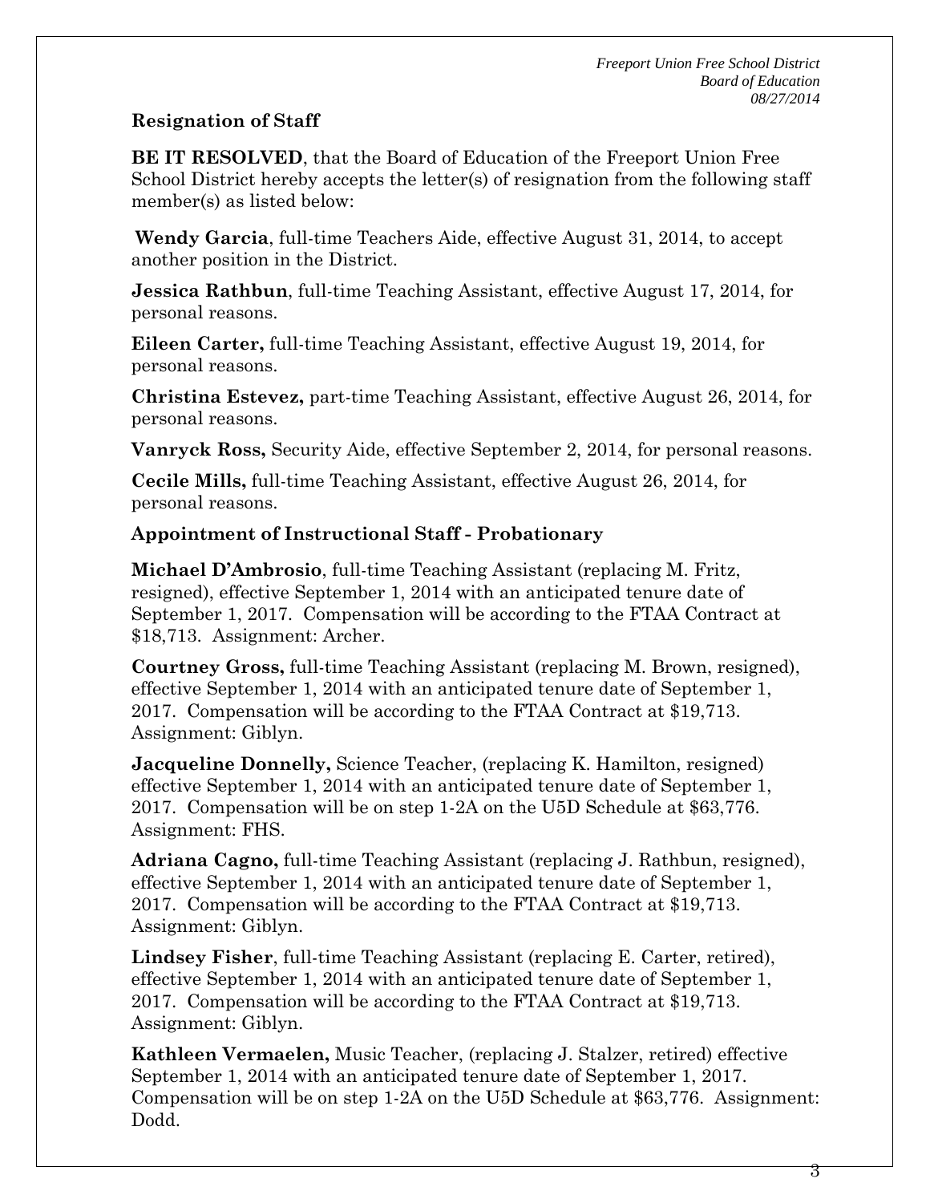**Resignation of Staff**

**BE IT RESOLVED**, that the Board of Education of the Freeport Union Free School District hereby accepts the letter(s) of resignation from the following staff member(s) as listed below:

**Wendy Garcia**, full-time Teachers Aide, effective August 31, 2014, to accept another position in the District.

**Jessica Rathbun**, full-time Teaching Assistant, effective August 17, 2014, for personal reasons.

**Eileen Carter,** full-time Teaching Assistant, effective August 19, 2014, for personal reasons.

**Christina Estevez,** part-time Teaching Assistant, effective August 26, 2014, for personal reasons.

**Vanryck Ross,** Security Aide, effective September 2, 2014, for personal reasons.

**Cecile Mills,** full-time Teaching Assistant, effective August 26, 2014, for personal reasons.

**Appointment of Instructional Staff - Probationary**

**Michael D'Ambrosio**, full-time Teaching Assistant (replacing M. Fritz, resigned), effective September 1, 2014 with an anticipated tenure date of September 1, 2017. Compensation will be according to the FTAA Contract at $18,713. Assignment: Archer.

**Courtney Gross,** full-time Teaching Assistant (replacing M. Brown, resigned), effective September 1, 2014 with an anticipated tenure date of September 1, 2017. Compensation will be according to the FTAA Contract at $19,713. Assignment: Giblyn.

**Jacqueline Donnelly,** Science Teacher, (replacing K. Hamilton, resigned) effective September 1, 2014 with an anticipated tenure date of September 1, 2017. Compensation will be on step 1-2A on the U5D Schedule at $63,776. Assignment: FHS.

**Adriana Cagno,** full-time Teaching Assistant (replacing J. Rathbun, resigned), effective September 1, 2014 with an anticipated tenure date of September 1, 2017. Compensation will be according to the FTAA Contract at $19,713. Assignment: Giblyn.

**Lindsey Fisher**, full-time Teaching Assistant (replacing E. Carter, retired), effective September 1, 2014 with an anticipated tenure date of September 1, 2017. Compensation will be according to the FTAA Contract at $19,713. Assignment: Giblyn.

**Kathleen Vermaelen,** Music Teacher, (replacing J. Stalzer, retired) effective September 1, 2014 with an anticipated tenure date of September 1, 2017. Compensation will be on step 1-2A on the U5D Schedule at $63,776. Assignment: Dodd.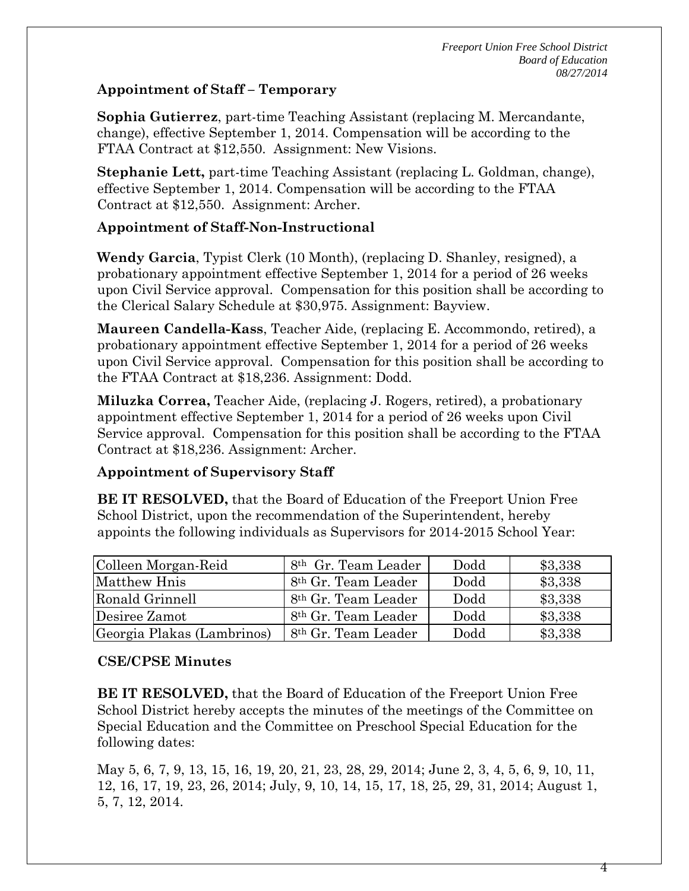### Appointment of Staff – Temporary

**Sophia Gutierrez**, part-time Teaching Assistant (replacing M. Mercandante, change), effective September 1, 2014. Compensation will be according to the FTAA Contract at $12,550. Assignment: New Visions.

**Stephanie Lett,** part-time Teaching Assistant (replacing L. Goldman, change), effective September 1, 2014. Compensation will be according to the FTAA Contract at $12,550. Assignment: Archer.

### Appointment of Staff-Non-Instructional

**Wendy Garcia**, Typist Clerk (10 Month), (replacing D. Shanley, resigned), a probationary appointment effective September 1, 2014 for a period of 26 weeks upon Civil Service approval. Compensation for this position shall be according to the Clerical Salary Schedule at $30,975. Assignment: Bayview.

**Maureen Candella-Kass**, Teacher Aide, (replacing E. Accommondo, retired), a probationary appointment effective September 1, 2014 for a period of 26 weeks upon Civil Service approval. Compensation for this position shall be according to the FTAA Contract at $18,236. Assignment: Dodd.

**Miluzka Correa,** Teacher Aide, (replacing J. Rogers, retired), a probationary appointment effective September 1, 2014 for a period of 26 weeks upon Civil Service approval. Compensation for this position shall be according to the FTAA Contract at $18,236. Assignment: Archer.

### Appointment of Supervisory Staff

**BE IT RESOLVED,** that the Board of Education of the Freeport Union Free School District, upon the recommendation of the Superintendent, hereby appoints the following individuals as Supervisors for 2014-2015 School Year:

| | | | |
|---|---|---|---|
| Colleen Morgan-Reid | 8th Gr. Team Leader | Dodd | $3,338 |
| Matthew Hnis | 8th Gr. Team Leader | Dodd | $3,338 |
| Ronald Grinnell | 8th Gr. Team Leader | Dodd | $3,338 |
| Desiree Zamot | 8th Gr. Team Leader | Dodd | $3,338 |
| Georgia Plakas (Lambrinos) | 8th Gr. Team Leader | Dodd | $3,338 |

### CSE/CPSE Minutes

**BE IT RESOLVED,** that the Board of Education of the Freeport Union Free School District hereby accepts the minutes of the meetings of the Committee on Special Education and the Committee on Preschool Special Education for the following dates:

May 5, 6, 7, 9, 13, 15, 16, 19, 20, 21, 23, 28, 29, 2014; June 2, 3, 4, 5, 6, 9, 10, 11, 12, 16, 17, 19, 23, 26, 2014; July, 9, 10, 14, 15, 17, 18, 25, 29, 31, 2014; August 1, 5, 7, 12, 2014.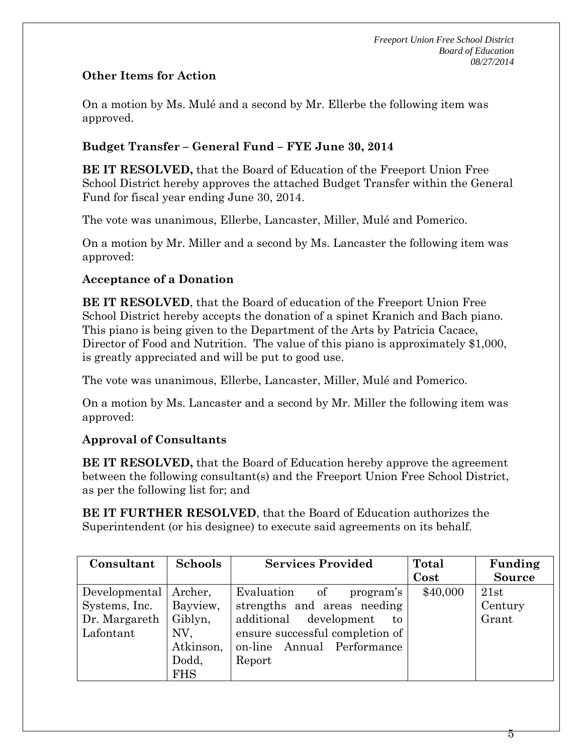### Other Items for Action

On a motion by Ms. Mulé and a second by Mr. Ellerbe the following item was approved.

### Budget Transfer – General Fund – FYE June 30, 2014

**BE IT RESOLVED,** that the Board of Education of the Freeport Union Free School District hereby approves the attached Budget Transfer within the General Fund for fiscal year ending June 30, 2014.

The vote was unanimous, Ellerbe, Lancaster, Miller, Mulé and Pomerico.

On a motion by Mr. Miller and a second by Ms. Lancaster the following item was approved:

### Acceptance of a Donation

**BE IT RESOLVED**, that the Board of education of the Freeport Union Free School District hereby accepts the donation of a spinet Kranich and Bach piano. This piano is being given to the Department of the Arts by Patricia Cacace, Director of Food and Nutrition. The value of this piano is approximately $1,000, is greatly appreciated and will be put to good use.

The vote was unanimous, Ellerbe, Lancaster, Miller, Mulé and Pomerico.

On a motion by Ms. Lancaster and a second by Mr. Miller the following item was approved:

### Approval of Consultants

**BE IT RESOLVED,** that the Board of Education hereby approve the agreement between the following consultant(s) and the Freeport Union Free School District, as per the following list for; and

**BE IT FURTHER RESOLVED**, that the Board of Education authorizes the Superintendent (or his designee) to execute said agreements on its behalf.

| Consultant | Schools | Services Provided | Total Cost | Funding Source |
|---|---|---|---|---|
| Developmental Systems, Inc. Dr. Margareth Lafontant | Archer, Bayview, Giblyn, NV, Atkinson, Dodd, FHS | Evaluation of program's strengths and areas needing additional development to ensure successful completion of on-line Annual Performance Report | $40,000 | 21st Century Grant |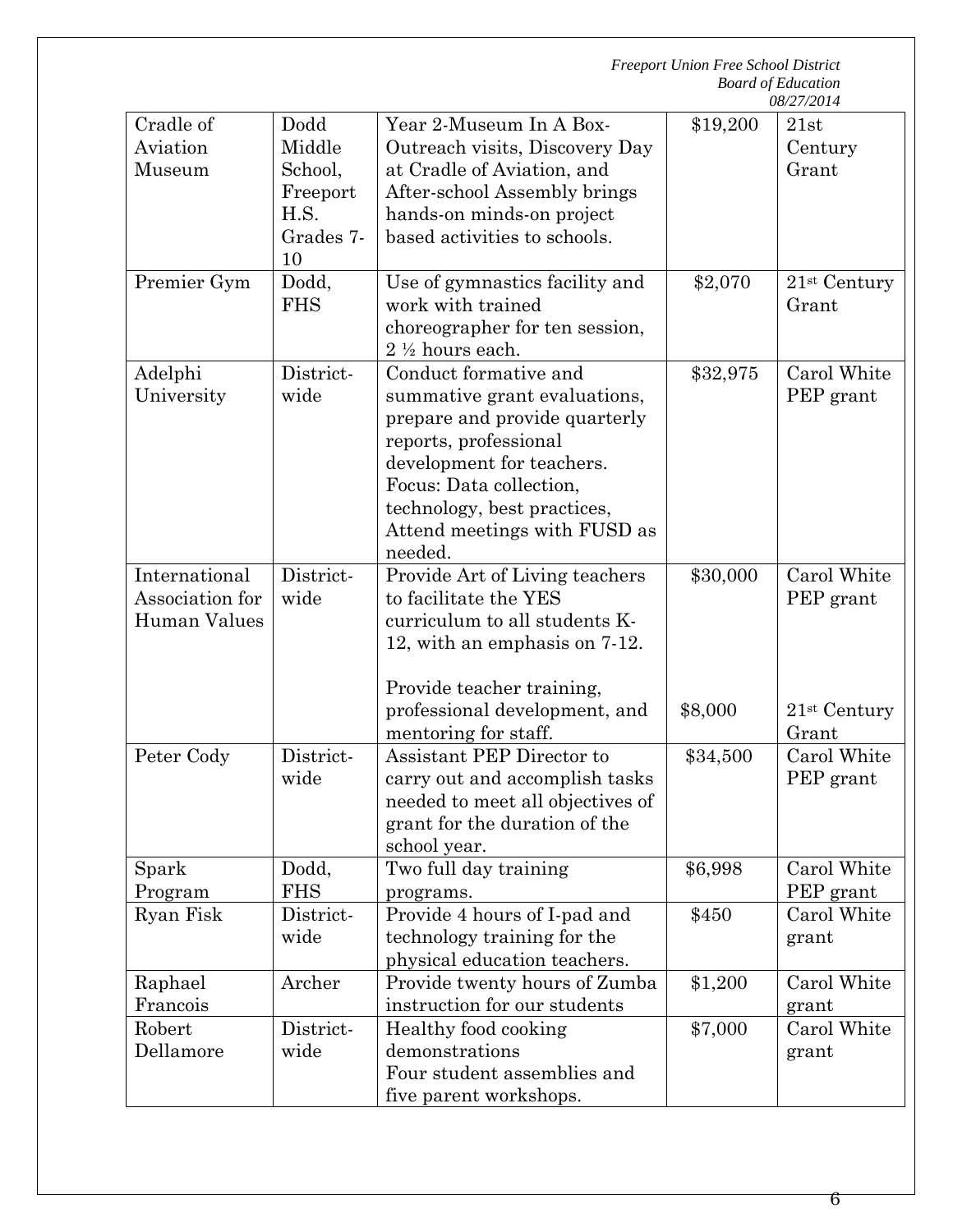| Cradle of Aviation Museum | Dodd Middle School, Freeport H.S. Grades 7-10 | Year 2-Museum In A Box-Outreach visits, Discovery Day at Cradle of Aviation, and After-school Assembly brings hands-on minds-on project based activities to schools. | $19,200 | 21st Century Grant |
|---|---|---|---|---|
| Premier Gym | Dodd, FHS | Use of gymnastics facility and work with trained choreographer for ten session, 2 ½ hours each. | $2,070 | 21st Century Grant |
| Adelphi University | District-wide | Conduct formative and summative grant evaluations, prepare and provide quarterly reports, professional development for teachers. Focus: Data collection, technology, best practices, Attend meetings with FUSD as needed. | $32,975 | Carol White PEP grant |
| International Association for Human Values | District-wide | Provide Art of Living teachers to facilitate the YES curriculum to all students K-12, with an emphasis on 7-12.<br><br>Provide teacher training, professional development, and mentoring for staff. | $30,000<br><br>$8,000 | Carol White PEP grant<br><br>21st Century Grant |
| Peter Cody | District-wide | Assistant PEP Director to carry out and accomplish tasks needed to meet all objectives of grant for the duration of the school year. | $34,500 | Carol White PEP grant |
| Spark Program | Dodd, FHS | Two full day training programs. | $6,998 | Carol White PEP grant |
| Ryan Fisk | District-wide | Provide 4 hours of I-pad and technology training for the physical education teachers. | $450 | Carol White grant |
| Raphael Francois | Archer | Provide twenty hours of Zumba instruction for our students | $1,200 | Carol White grant |
| Robert Dellamore | District-wide | Healthy food cooking demonstrations<br>Four student assemblies and five parent workshops. | $7,000 | Carol White grant |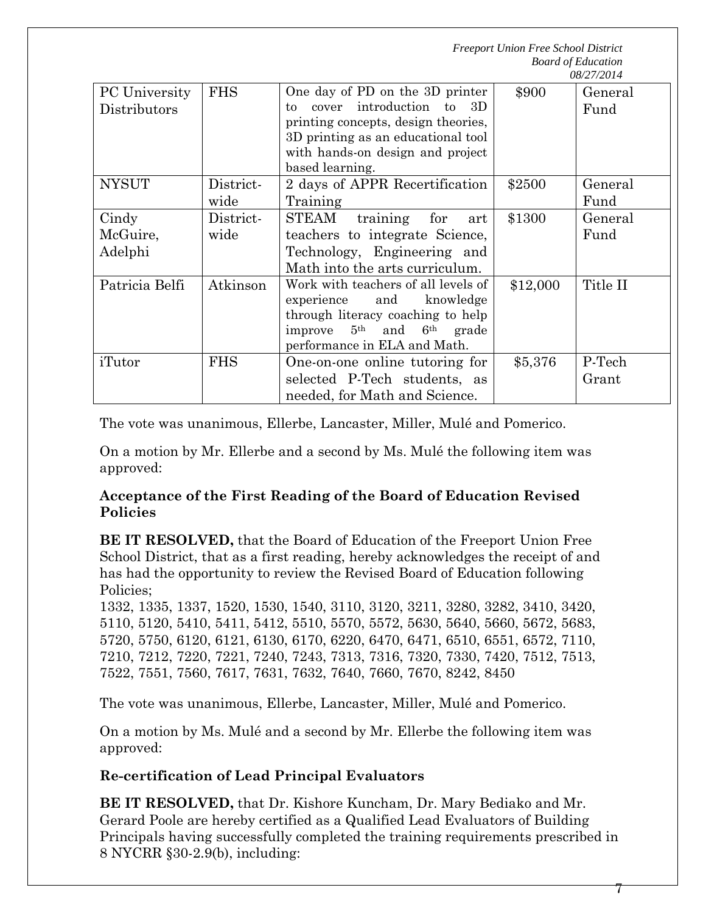| PC University Distributors | FHS | One day of PD on the 3D printer to cover introduction to 3D printing concepts, design theories, 3D printing as an educational tool with hands-on design and project based learning. | \$900 | General Fund |
|---|---|---|---|---|
| NYSUT | District-wide | 2 days of APPR Recertification Training | \$2500 | General Fund |
| Cindy McGuire, Adelphi | District-wide | STEAM training for art teachers to integrate Science, Technology, Engineering and Math into the arts curriculum. | \$1300 | General Fund |
| Patricia Belfi | Atkinson | Work with teachers of all levels of experience and knowledge through literacy coaching to help improve 5th and 6th grade performance in ELA and Math. | \$12,000 | Title II |
| iTutor | FHS | One-on-one online tutoring for selected P-Tech students, as needed, for Math and Science. | \$5,376 | P-Tech Grant |

The vote was unanimous, Ellerbe, Lancaster, Miller, Mulé and Pomerico.

On a motion by Mr. Ellerbe and a second by Ms. Mulé the following item was approved:

**Acceptance of the First Reading of the Board of Education Revised Policies**

**BE IT RESOLVED,** that the Board of Education of the Freeport Union Free School District, that as a first reading, hereby acknowledges the receipt of and has had the opportunity to review the Revised Board of Education following Policies;
1332, 1335, 1337, 1520, 1530, 1540, 3110, 3120, 3211, 3280, 3282, 3410, 3420, 5110, 5120, 5410, 5411, 5412, 5510, 5570, 5572, 5630, 5640, 5660, 5672, 5683, 5720, 5750, 6120, 6121, 6130, 6170, 6220, 6470, 6471, 6510, 6551, 6572, 7110, 7210, 7212, 7220, 7221, 7240, 7243, 7313, 7316, 7320, 7330, 7420, 7512, 7513, 7522, 7551, 7560, 7617, 7631, 7632, 7640, 7660, 7670, 8242, 8450

The vote was unanimous, Ellerbe, Lancaster, Miller, Mulé and Pomerico.

On a motion by Ms. Mulé and a second by Mr. Ellerbe the following item was approved:

**Re-certification of Lead Principal Evaluators**

**BE IT RESOLVED,** that Dr. Kishore Kuncham, Dr. Mary Bediako and Mr. Gerard Poole are hereby certified as a Qualified Lead Evaluators of Building Principals having successfully completed the training requirements prescribed in 8 NYCRR §30-2.9(b), including: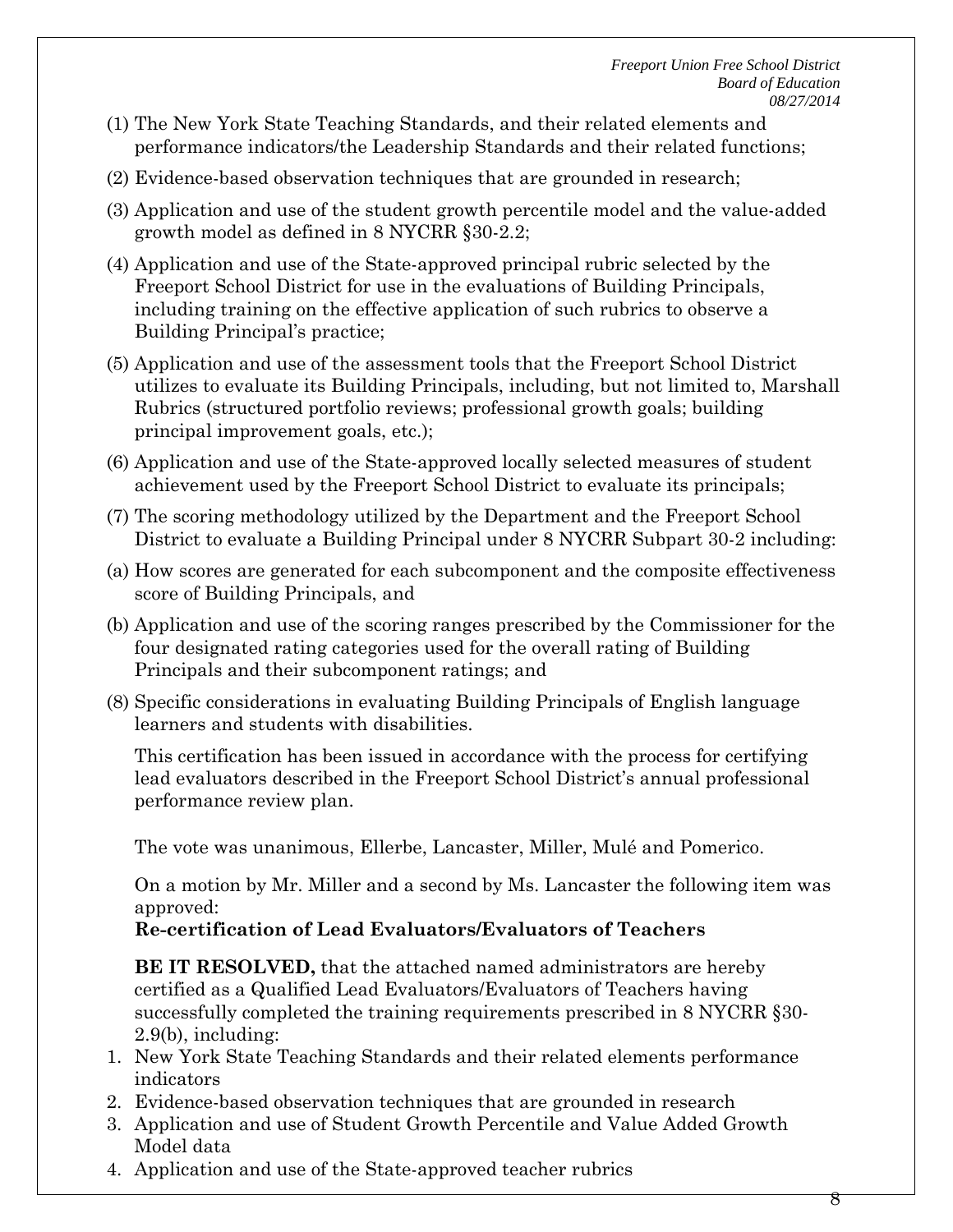(1) The New York State Teaching Standards, and their related elements and performance indicators/the Leadership Standards and their related functions;

(2) Evidence-based observation techniques that are grounded in research;

(3) Application and use of the student growth percentile model and the value-added growth model as defined in 8 NYCRR §30-2.2;

(4) Application and use of the State-approved principal rubric selected by the Freeport School District for use in the evaluations of Building Principals, including training on the effective application of such rubrics to observe a Building Principal's practice;

(5) Application and use of the assessment tools that the Freeport School District utilizes to evaluate its Building Principals, including, but not limited to, Marshall Rubrics (structured portfolio reviews; professional growth goals; building principal improvement goals, etc.);

(6) Application and use of the State-approved locally selected measures of student achievement used by the Freeport School District to evaluate its principals;

(7) The scoring methodology utilized by the Department and the Freeport School District to evaluate a Building Principal under 8 NYCRR Subpart 30-2 including:

(a) How scores are generated for each subcomponent and the composite effectiveness score of Building Principals, and

(b) Application and use of the scoring ranges prescribed by the Commissioner for the four designated rating categories used for the overall rating of Building Principals and their subcomponent ratings; and

(8) Specific considerations in evaluating Building Principals of English language learners and students with disabilities.

This certification has been issued in accordance with the process for certifying lead evaluators described in the Freeport School District's annual professional performance review plan.

The vote was unanimous, Ellerbe, Lancaster, Miller, Mulé and Pomerico.

On a motion by Mr. Miller and a second by Ms. Lancaster the following item was approved:

**Re-certification of Lead Evaluators/Evaluators of Teachers**

**BE IT RESOLVED,** that the attached named administrators are hereby certified as a Qualified Lead Evaluators/Evaluators of Teachers having successfully completed the training requirements prescribed in 8 NYCRR §30-2.9(b), including:

1. New York State Teaching Standards and their related elements performance indicators
2. Evidence-based observation techniques that are grounded in research
3. Application and use of Student Growth Percentile and Value Added Growth Model data
4. Application and use of the State-approved teacher rubrics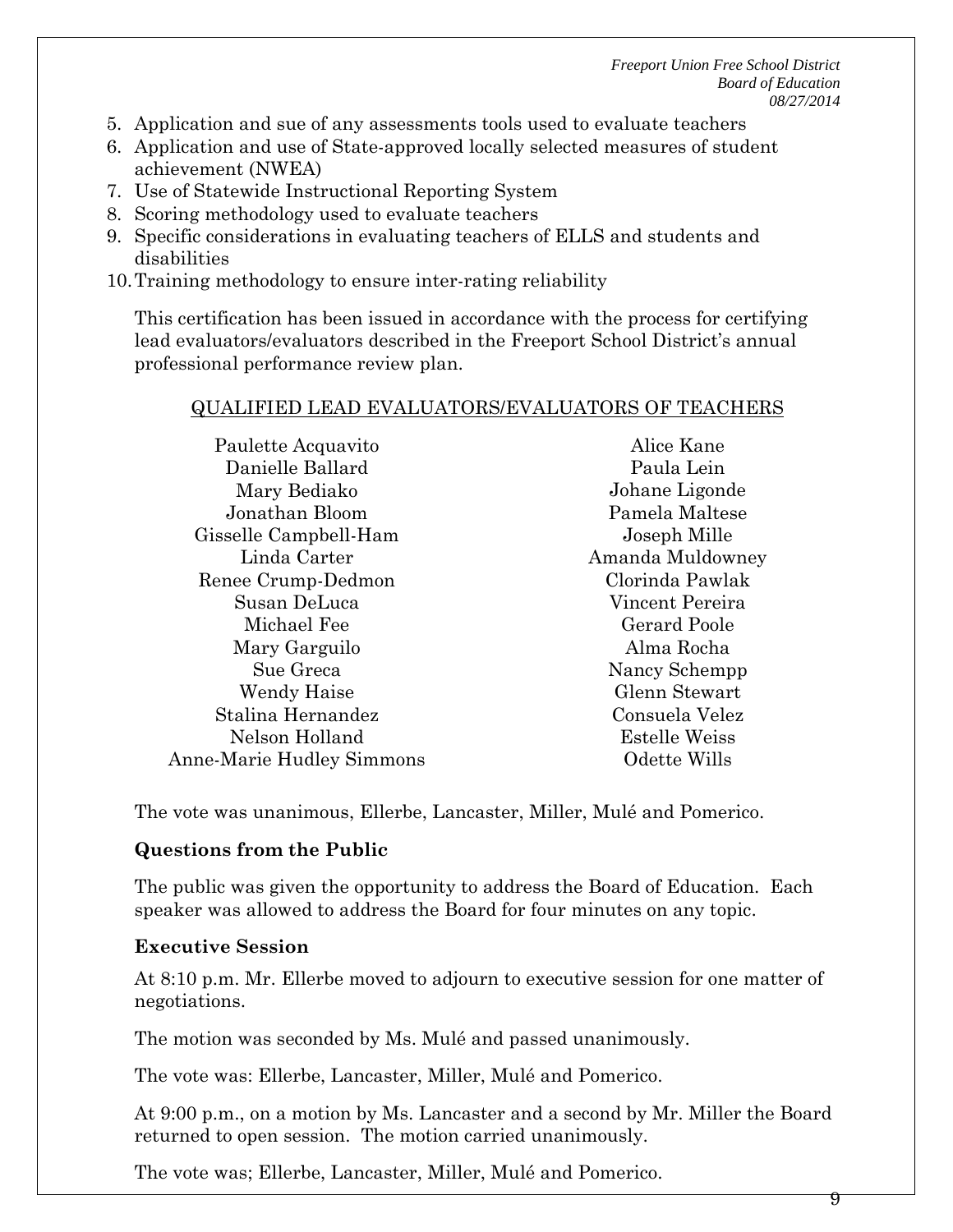5. Application and sue of any assessments tools used to evaluate teachers
6. Application and use of State-approved locally selected measures of student achievement (NWEA)
7. Use of Statewide Instructional Reporting System
8. Scoring methodology used to evaluate teachers
9. Specific considerations in evaluating teachers of ELLS and students and disabilities
10. Training methodology to ensure inter-rating reliability

This certification has been issued in accordance with the process for certifying lead evaluators/evaluators described in the Freeport School District's annual professional performance review plan.

QUALIFIED LEAD EVALUATORS/EVALUATORS OF TEACHERS

| | |
|---|---|
| Paulette Acquavito | Alice Kane |
| Danielle Ballard | Paula Lein |
| Mary Bediako | Johane Ligonde |
| Jonathan Bloom | Pamela Maltese |
| Gisselle Campbell-Ham | Joseph Mille |
| Linda Carter | Amanda Muldowney |
| Renee Crump-Dedmon | Clorinda Pawlak |
| Susan DeLuca | Vincent Pereira |
| Michael Fee | Gerard Poole |
| Mary Garguilo | Alma Rocha |
| Sue Greca | Nancy Schempp |
| Wendy Haise | Glenn Stewart |
| Stalina Hernandez | Consuela Velez |
| Nelson Holland | Estelle Weiss |
| Anne-Marie Hudley Simmons | Odette Wills |

The vote was unanimous, Ellerbe, Lancaster, Miller, Mulé and Pomerico.

**Questions from the Public**

The public was given the opportunity to address the Board of Education. Each speaker was allowed to address the Board for four minutes on any topic.

**Executive Session**

At 8:10 p.m. Mr. Ellerbe moved to adjourn to executive session for one matter of negotiations.

The motion was seconded by Ms. Mulé and passed unanimously.

The vote was: Ellerbe, Lancaster, Miller, Mulé and Pomerico.

At 9:00 p.m., on a motion by Ms. Lancaster and a second by Mr. Miller the Board returned to open session. The motion carried unanimously.

The vote was; Ellerbe, Lancaster, Miller, Mulé and Pomerico.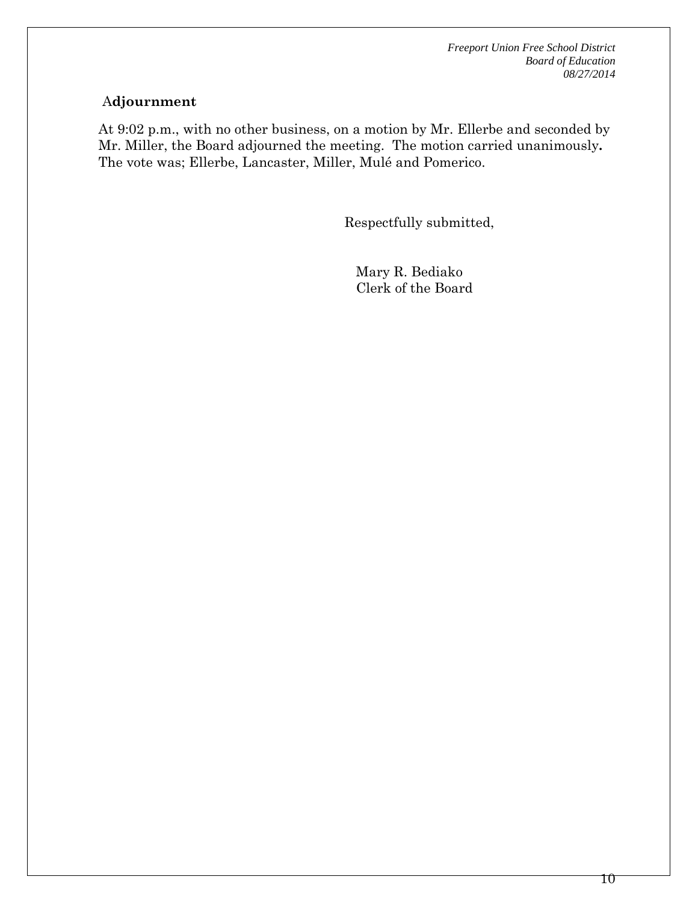### Adjournment

At 9:02 p.m., with no other business, on a motion by Mr. Ellerbe and seconded by Mr. Miller, the Board adjourned the meeting. The motion carried unanimously**.** The vote was; Ellerbe, Lancaster, Miller, Mulé and Pomerico.

Respectfully submitted,

Mary R. Bediako
Clerk of the Board